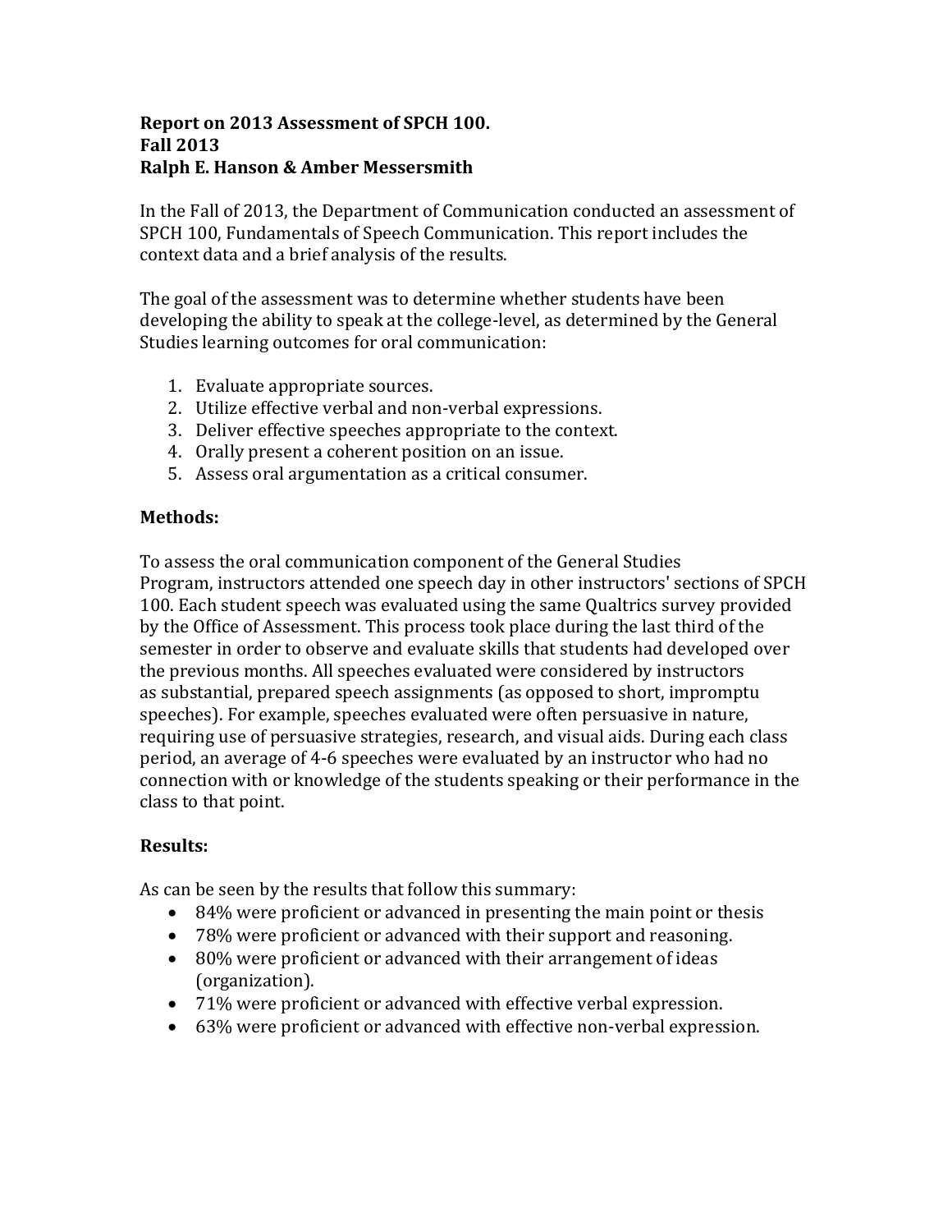**Report on 2013 Assessment of SPCH 100.**
**Fall 2013**
**Ralph E. Hanson & Amber Messersmith**

In the Fall of 2013, the Department of Communication conducted an assessment of SPCH 100, Fundamentals of Speech Communication. This report includes the context data and a brief analysis of the results.

The goal of the assessment was to determine whether students have been developing the ability to speak at the college-level, as determined by the General Studies learning outcomes for oral communication:

1. Evaluate appropriate sources.
2. Utilize effective verbal and non-verbal expressions.
3. Deliver effective speeches appropriate to the context.
4. Orally present a coherent position on an issue.
5. Assess oral argumentation as a critical consumer.

## Methods:

To assess the oral communication component of the General Studies Program, instructors attended one speech day in other instructors' sections of SPCH 100. Each student speech was evaluated using the same Qualtrics survey provided by the Office of Assessment. This process took place during the last third of the semester in order to observe and evaluate skills that students had developed over the previous months. All speeches evaluated were considered by instructors as substantial, prepared speech assignments (as opposed to short, impromptu speeches). For example, speeches evaluated were often persuasive in nature, requiring use of persuasive strategies, research, and visual aids. During each class period, an average of 4-6 speeches were evaluated by an instructor who had no connection with or knowledge of the students speaking or their performance in the class to that point.

## Results:

As can be seen by the results that follow this summary:

- 84% were proficient or advanced in presenting the main point or thesis
- 78% were proficient or advanced with their support and reasoning.
- 80% were proficient or advanced with their arrangement of ideas (organization).
- 71% were proficient or advanced with effective verbal expression.
- 63% were proficient or advanced with effective non-verbal expression.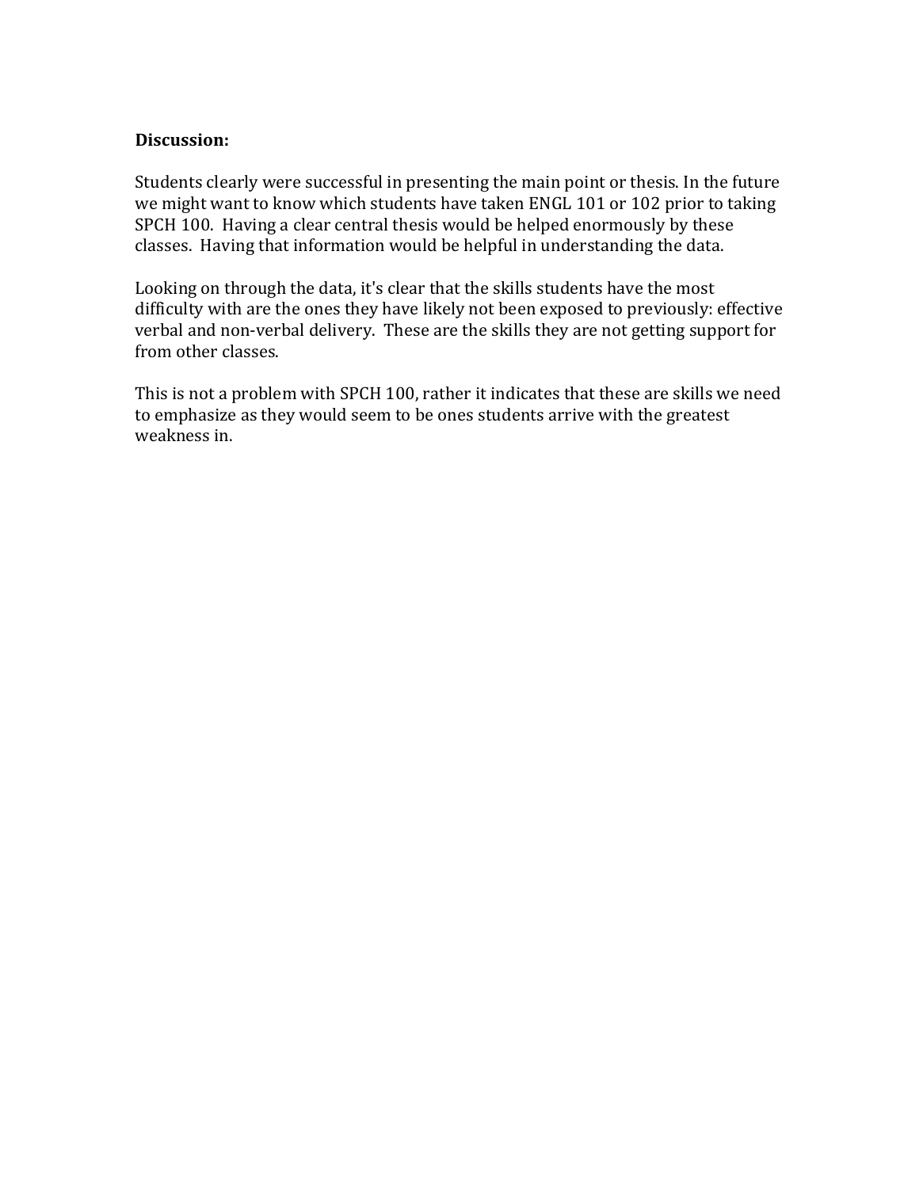**Discussion:**

Students clearly were successful in presenting the main point or thesis. In the future we might want to know which students have taken ENGL 101 or 102 prior to taking SPCH 100. Having a clear central thesis would be helped enormously by these classes. Having that information would be helpful in understanding the data.

Looking on through the data, it's clear that the skills students have the most difficulty with are the ones they have likely not been exposed to previously: effective verbal and non-verbal delivery. These are the skills they are not getting support for from other classes.

This is not a problem with SPCH 100, rather it indicates that these are skills we need to emphasize as they would seem to be ones students arrive with the greatest weakness in.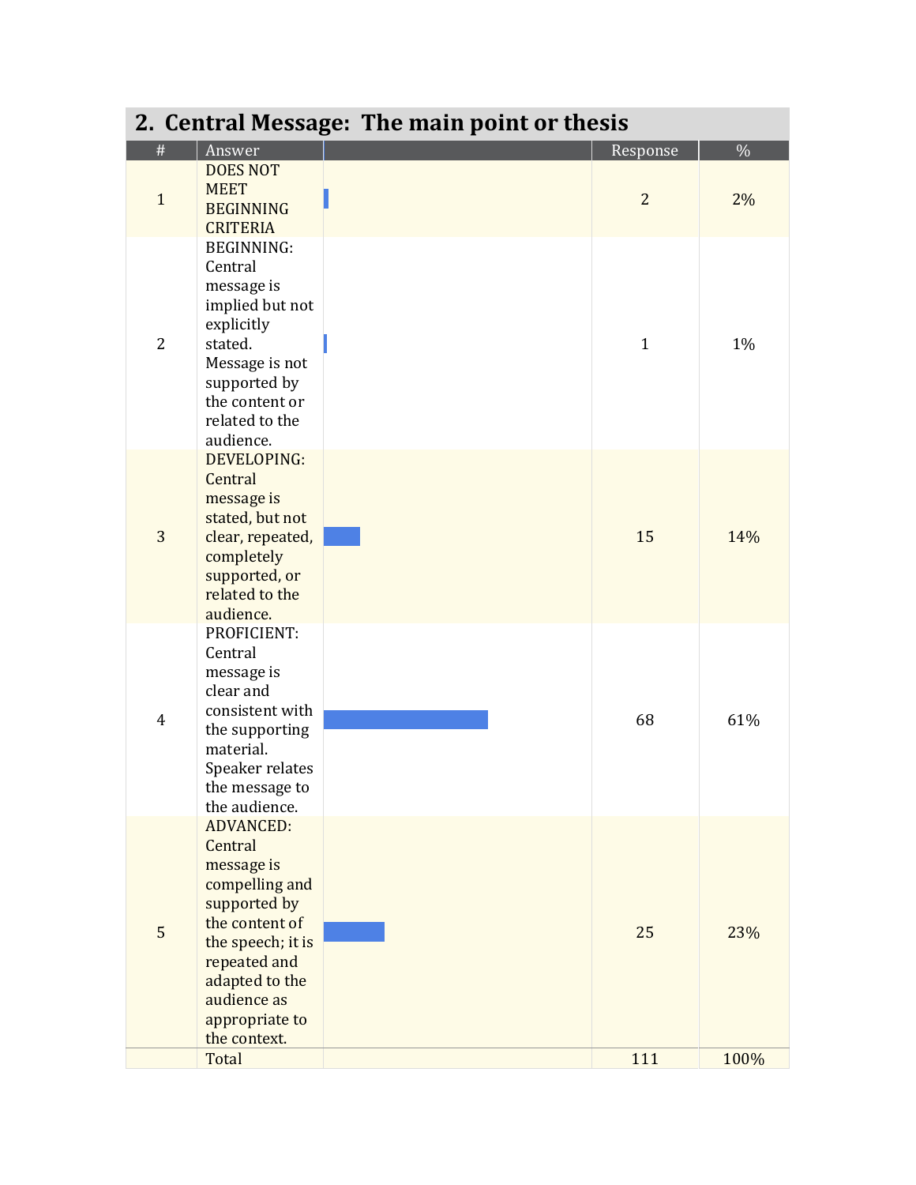## 2. Central Message: The main point or thesis

| # | Answer | | Response | % |
|---|---|---|---|---|
| 1 | DOES NOT MEET BEGINNING CRITERIA | | 2 | 2% |
| 2 | BEGINNING: Central message is implied but not explicitly stated. Message is not supported by the content or related to the audience. | | 1 | 1% |
| 3 | DEVELOPING: Central message is stated, but not clear, repeated, completely supported, or related to the audience. | | 15 | 14% |
| 4 | PROFICIENT: Central message is clear and consistent with the supporting material. Speaker relates the message to the audience. | | 68 | 61% |
| 5 | ADVANCED: Central message is compelling and supported by the content of the speech; it is repeated and adapted to the audience as appropriate to the context. | | 25 | 23% |
| | Total | | 111 | 100% |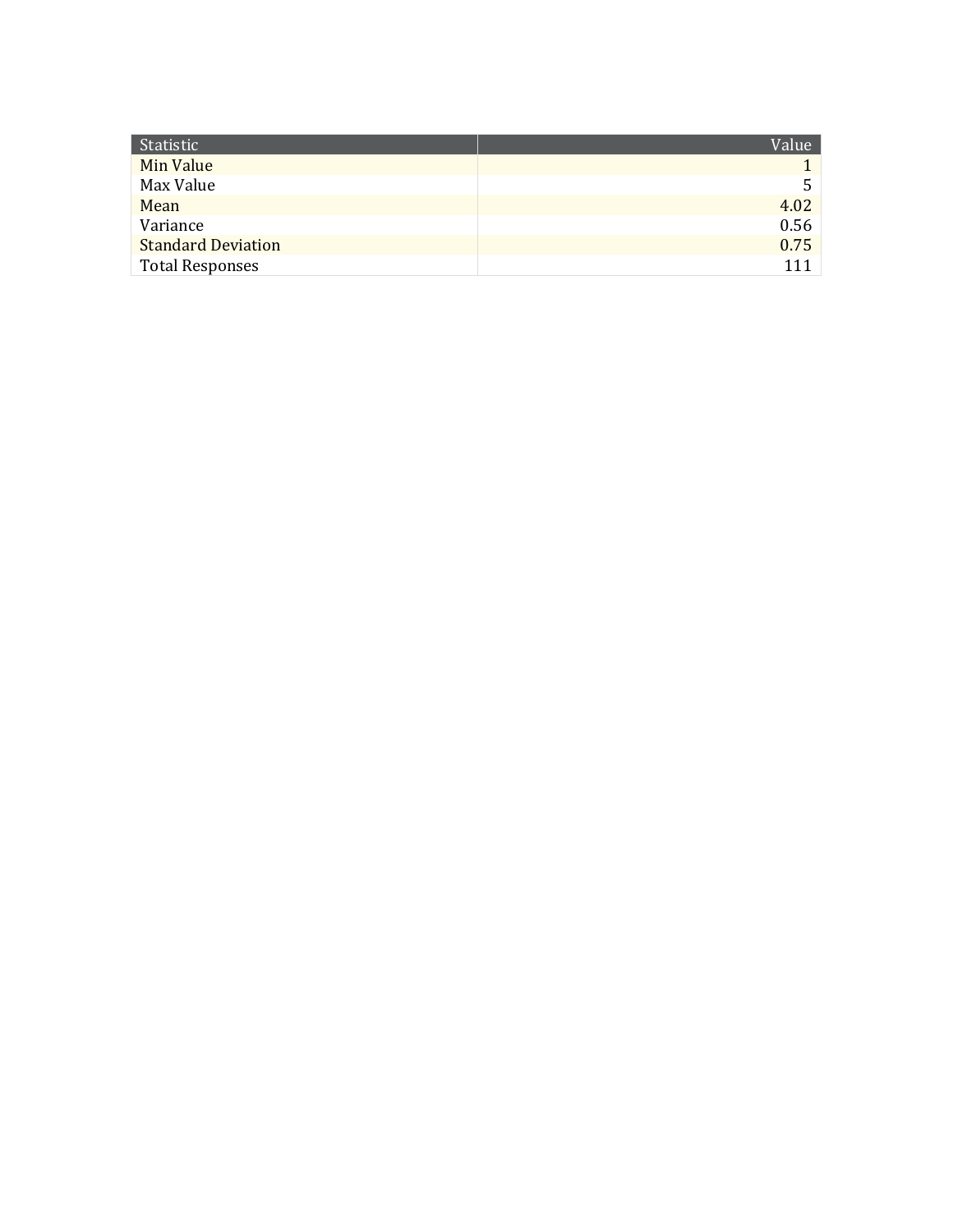| Statistic | Value |
| --- | ---: |
| Min Value | 1 |
| Max Value | 5 |
| Mean | 4.02 |
| Variance | 0.56 |
| Standard Deviation | 0.75 |
| Total Responses | 111 |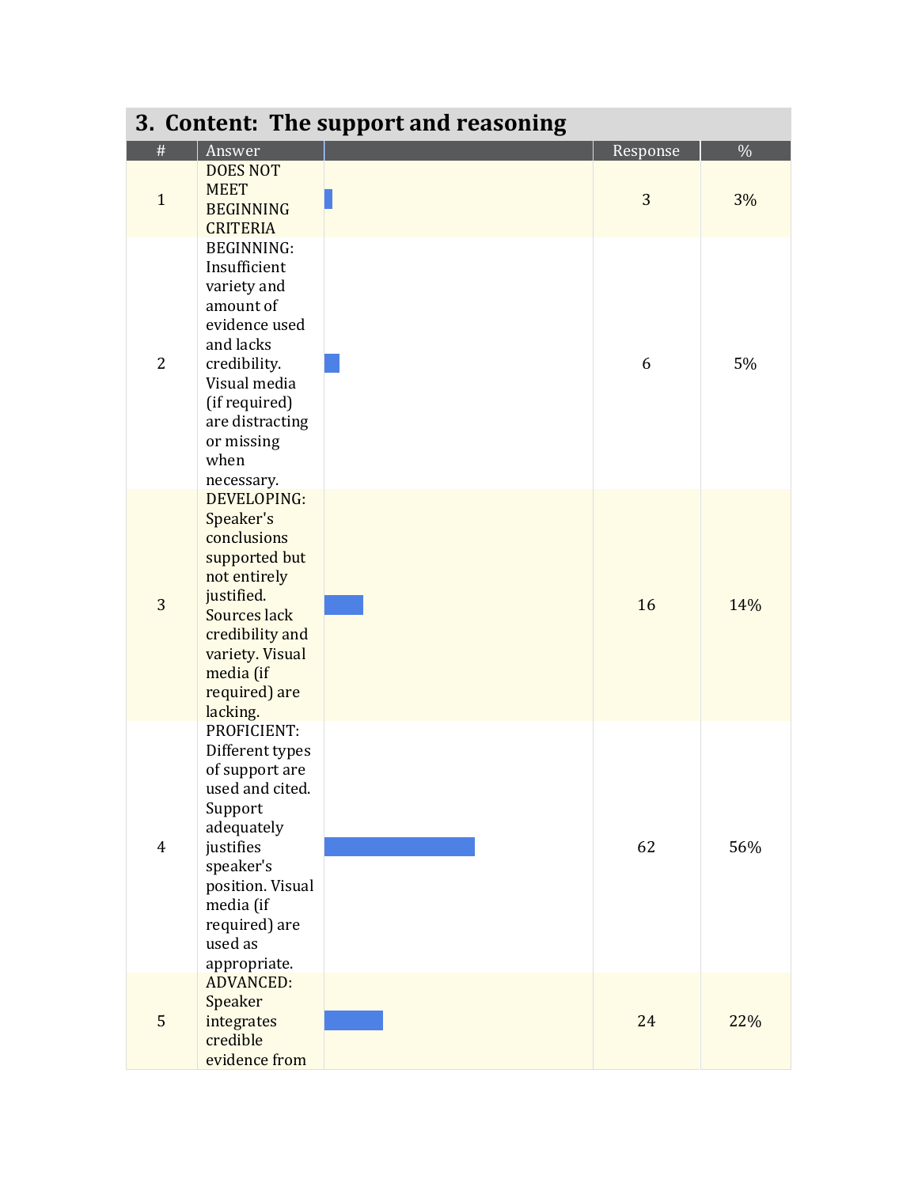## 3. Content: The support and reasoning

| # | Answer | | Response | % |
|---|---|---|---|---|
| 1 | DOES NOT MEET BEGINNING CRITERIA | | 3 | 3% |
| 2 | BEGINNING: Insufficient variety and amount of evidence used and lacks credibility. Visual media (if required) are distracting or missing when necessary. | | 6 | 5% |
| 3 | DEVELOPING: Speaker's conclusions supported but not entirely justified. Sources lack credibility and variety. Visual media (if required) are lacking. | | 16 | 14% |
| 4 | PROFICIENT: Different types of support are used and cited. Support adequately justifies speaker's position. Visual media (if required) are used as appropriate. | | 62 | 56% |
| 5 | ADVANCED: Speaker integrates credible evidence from | | 24 | 22% |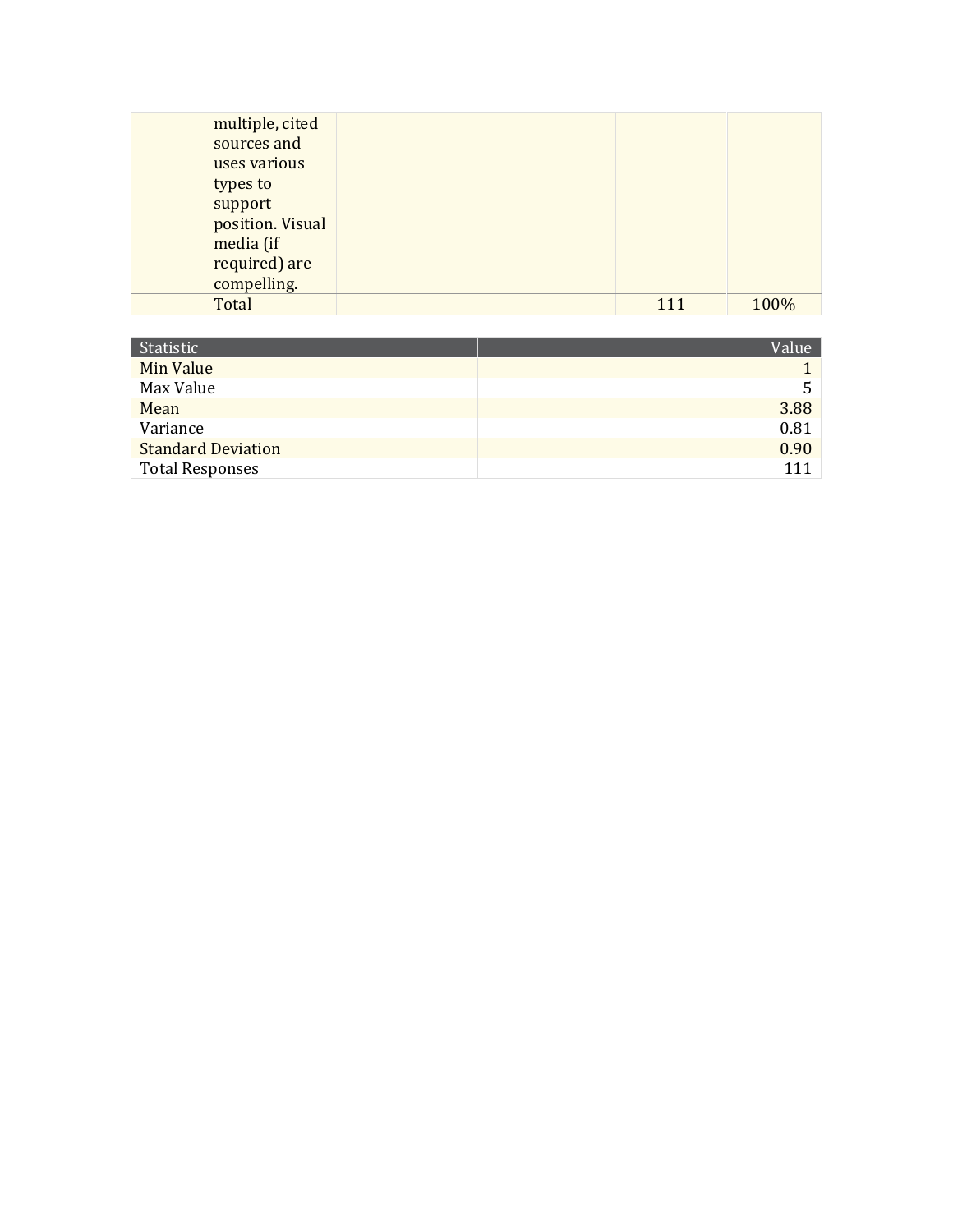| | | | | |
|---|---|---|---|---|
| | multiple, cited sources and uses various types to support position. Visual media (if required) are compelling. | | | |
| | Total | | 111 | 100% |

| Statistic | Value |
|---|---:|
| Min Value | 1 |
| Max Value | 5 |
| Mean | 3.88 |
| Variance | 0.81 |
| Standard Deviation | 0.90 |
| Total Responses | 111 |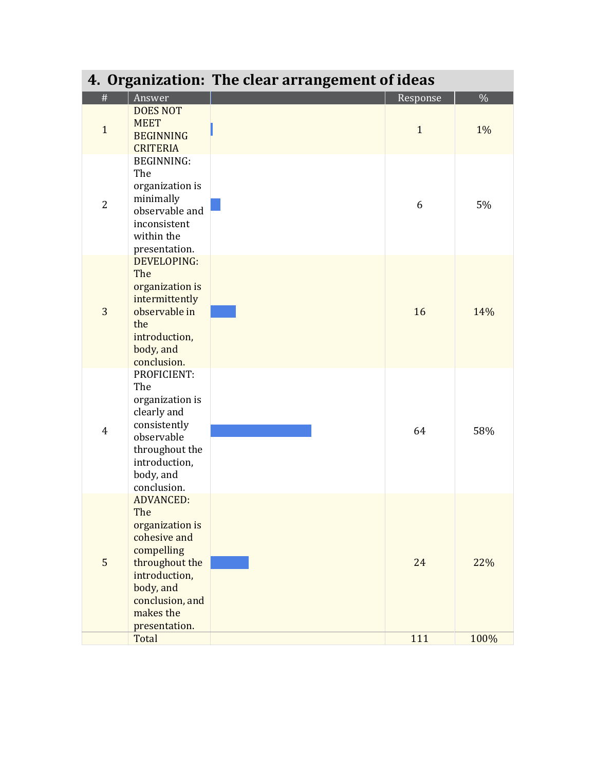## 4. Organization: The clear arrangement of ideas

| # | Answer | | Response | % |
|---|---|---|---|---|
| 1 | DOES NOT MEET BEGINNING CRITERIA | | 1 | 1% |
| 2 | BEGINNING: The organization is minimally observable and inconsistent within the presentation. | | 6 | 5% |
| 3 | DEVELOPING: The organization is intermittently observable in the introduction, body, and conclusion. | | 16 | 14% |
| 4 | PROFICIENT: The organization is clearly and consistently observable throughout the introduction, body, and conclusion. | | 64 | 58% |
| 5 | ADVANCED: The organization is cohesive and compelling throughout the introduction, body, and conclusion, and makes the presentation. | | 24 | 22% |
| | Total | | 111 | 100% |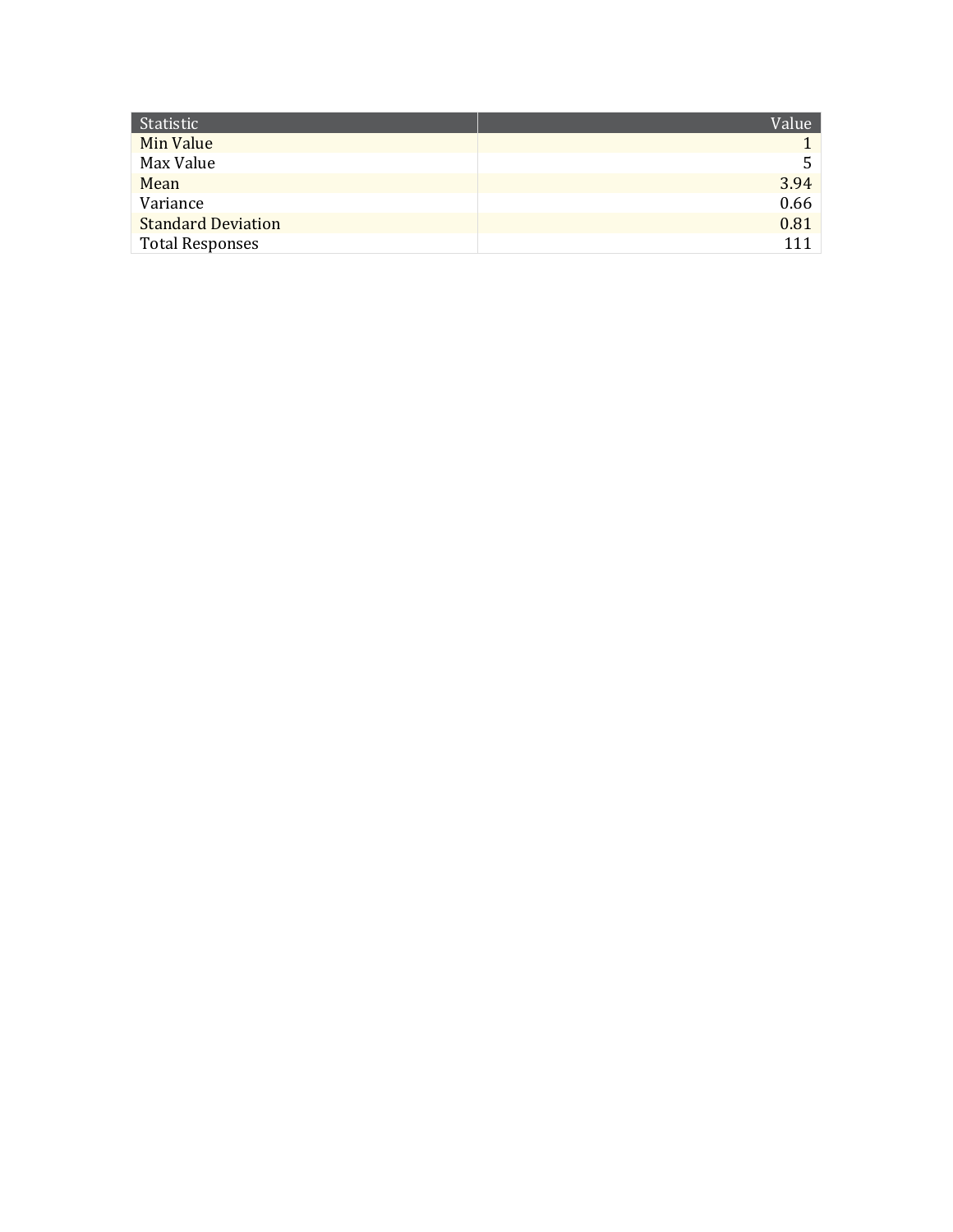| Statistic | Value |
|---|---:|
| Min Value | 1 |
| Max Value | 5 |
| Mean | 3.94 |
| Variance | 0.66 |
| Standard Deviation | 0.81 |
| Total Responses | 111 |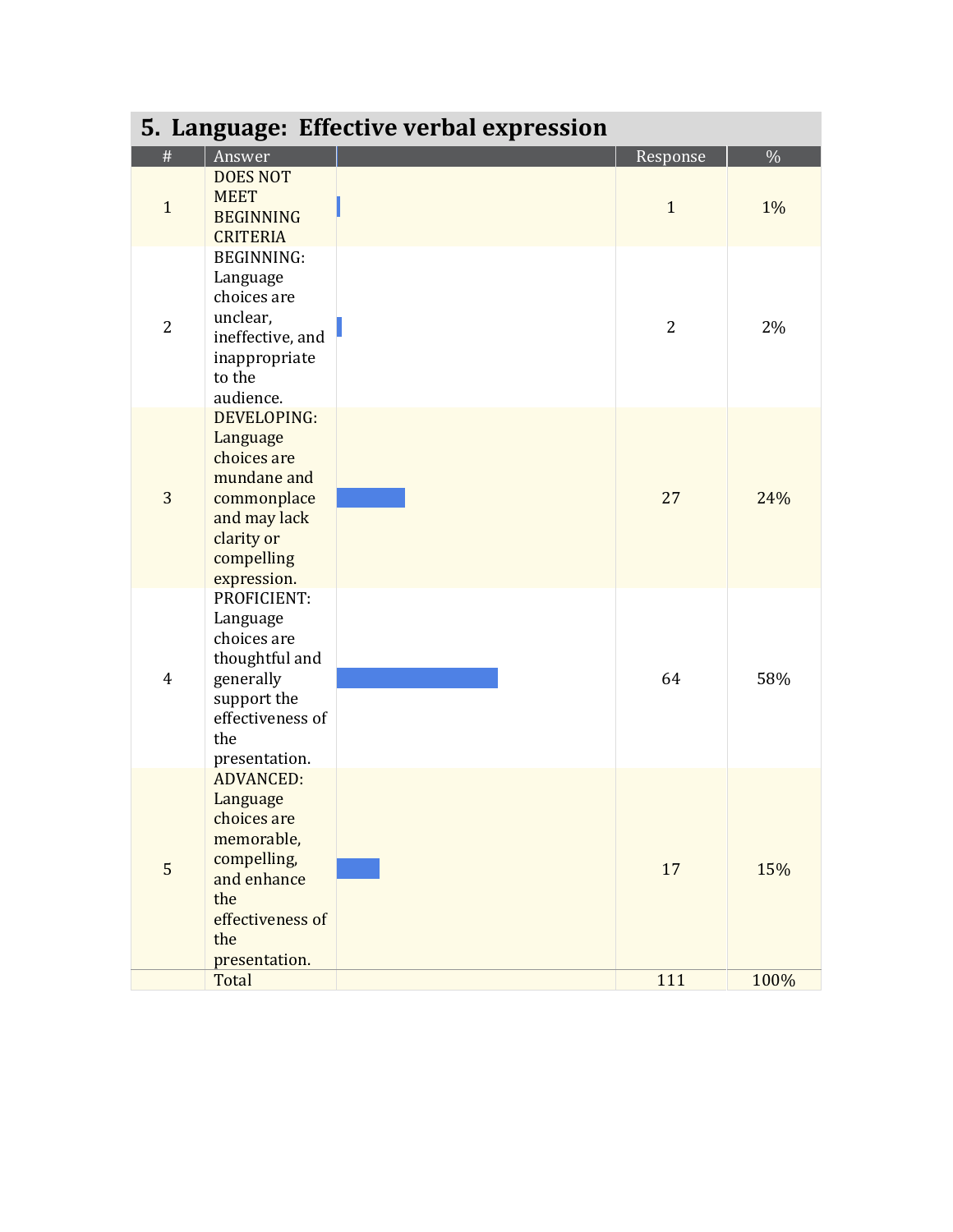## 5. Language: Effective verbal expression

| # | Answer | | Response | % |
|---|---|---|---|---|
| 1 | DOES NOT MEET BEGINNING CRITERIA | | 1 | 1% |
| 2 | BEGINNING: Language choices are unclear, ineffective, and inappropriate to the audience. | | 2 | 2% |
| 3 | DEVELOPING: Language choices are mundane and commonplace and may lack clarity or compelling expression. | | 27 | 24% |
| 4 | PROFICIENT: Language choices are thoughtful and generally support the effectiveness of the presentation. | | 64 | 58% |
| 5 | ADVANCED: Language choices are memorable, compelling, and enhance the effectiveness of the presentation. | | 17 | 15% |
| | Total | | 111 | 100% |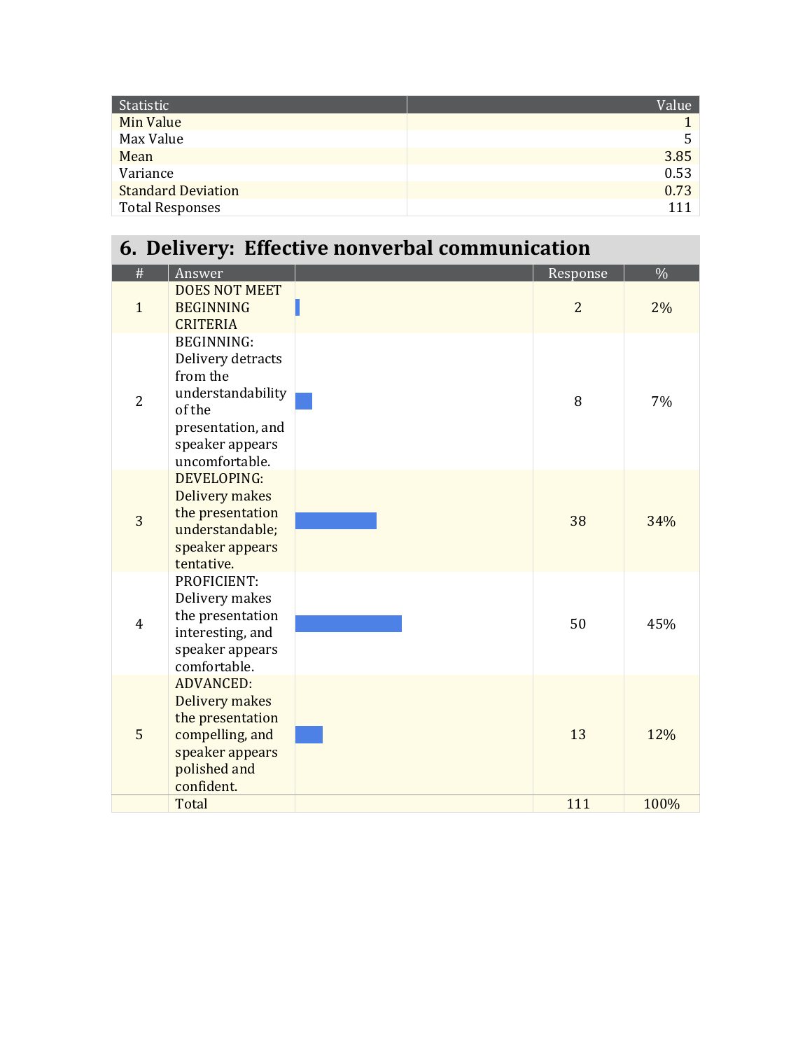| Statistic | Value |
|---|---|
| Min Value | 1 |
| Max Value | 5 |
| Mean | 3.85 |
| Variance | 0.53 |
| Standard Deviation | 0.73 |
| Total Responses | 111 |

## 6. Delivery: Effective nonverbal communication

| # | Answer | | Response | % |
|---|---|---|---|---|
| 1 | DOES NOT MEET BEGINNING CRITERIA | | 2 | 2% |
| 2 | BEGINNING: Delivery detracts from the understandability of the presentation, and speaker appears uncomfortable. | | 8 | 7% |
| 3 | DEVELOPING: Delivery makes the presentation understandable; speaker appears tentative. | | 38 | 34% |
| 4 | PROFICIENT: Delivery makes the presentation interesting, and speaker appears comfortable. | | 50 | 45% |
| 5 | ADVANCED: Delivery makes the presentation compelling, and speaker appears polished and confident. | | 13 | 12% |
| | Total | | 111 | 100% |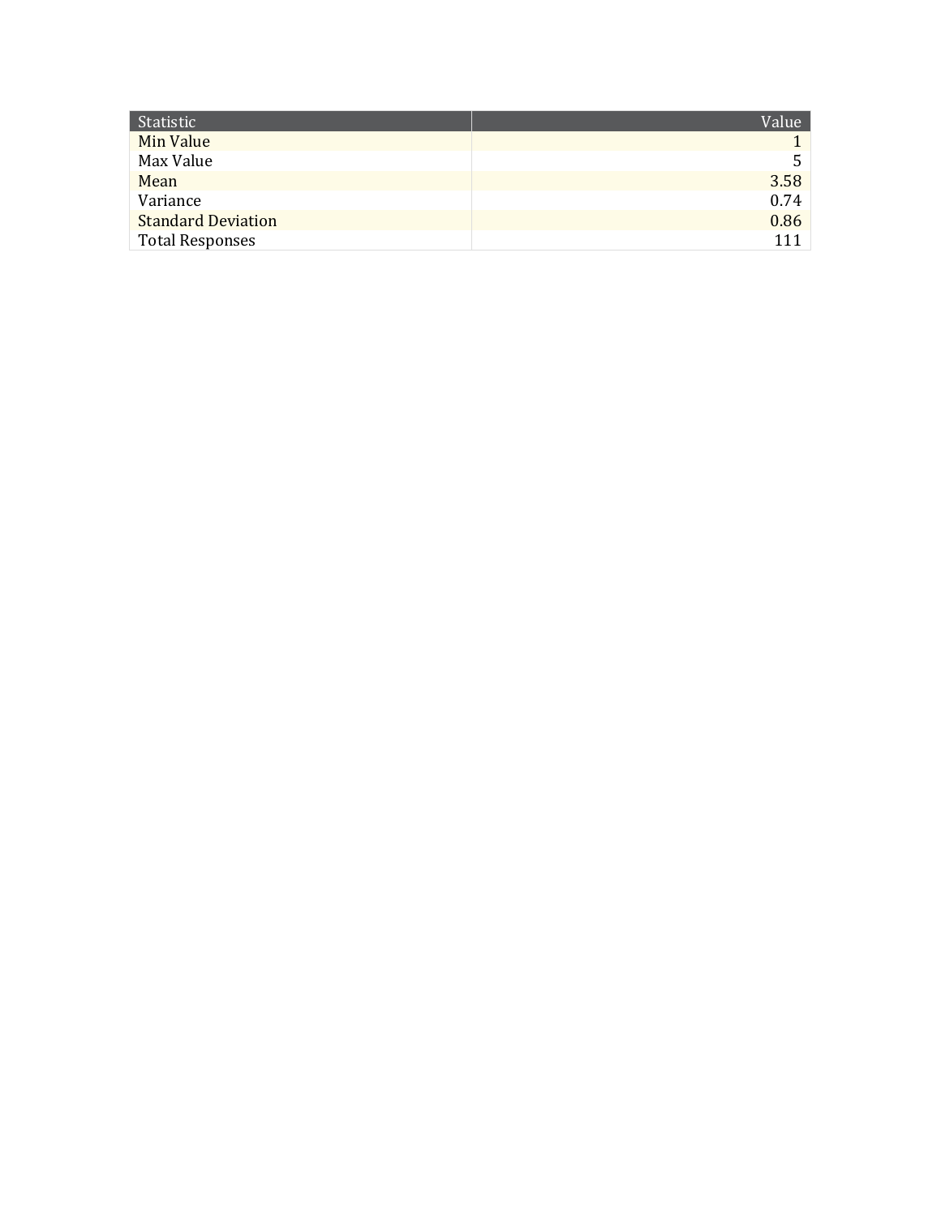| Statistic | Value |
| --- | --- |
| Min Value | 1 |
| Max Value | 5 |
| Mean | 3.58 |
| Variance | 0.74 |
| Standard Deviation | 0.86 |
| Total Responses | 111 |